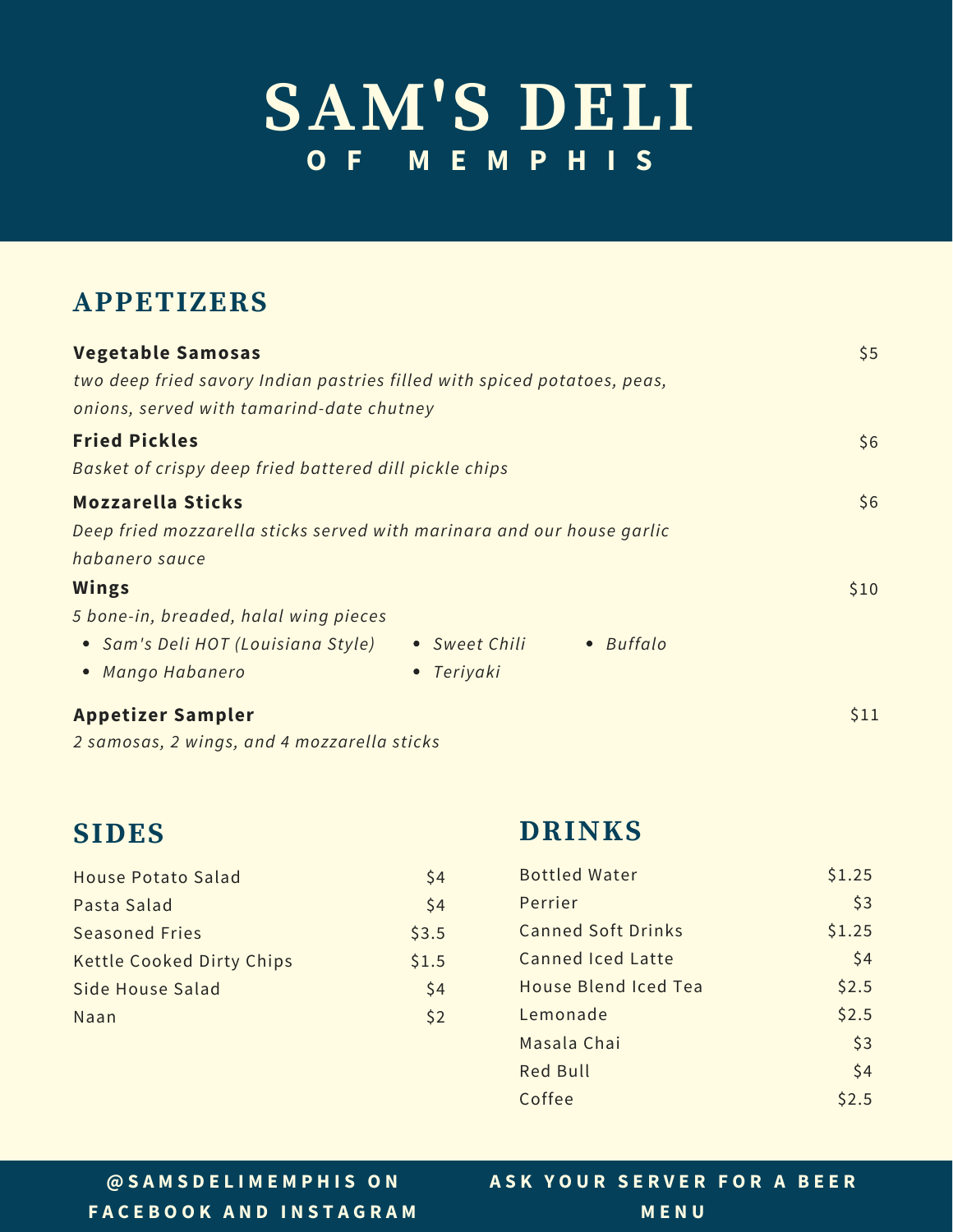# SAM'S DELI
## OF MEMPHIS

## APPETIZERS

**Vegetable Samosas** $5
*two deep fried savory Indian pastries filled with spiced potatoes, peas, onions, served with tamarind-date chutney*

**Fried Pickles** $6
*Basket of crispy deep fried battered dill pickle chips*

**Mozzarella Sticks** $6
*Deep fried mozzarella sticks served with marinara and our house garlic habanero sauce*

**Wings** $10
*5 bone-in, breaded, halal wing pieces*

- *Sam's Deli HOT (Louisiana Style)*
- *Sweet Chili*
- *Buffalo*
- *Mango Habanero*
- *Teriyaki*

**Appetizer Sampler** $11
*2 samosas, 2 wings, and 4 mozzarella sticks*

## SIDES

| | |
|---|---|
| House Potato Salad | $4 |
| Pasta Salad | $4 |
| Seasoned Fries | $3.5 |
| Kettle Cooked Dirty Chips | $1.5 |
| Side House Salad | $4 |
| Naan | $2 |

## DRINKS

| | |
|---|---|
| Bottled Water | $1.25 |
| Perrier | $3 |
| Canned Soft Drinks | $1.25 |
| Canned Iced Latte | $4 |
| House Blend Iced Tea | $2.5 |
| Lemonade | $2.5 |
| Masala Chai | $3 |
| Red Bull | $4 |
| Coffee | $2.5 |

**@SAMSDELIMEMPHIS ON FACEBOOK AND INSTAGRAM**

**ASK YOUR SERVER FOR A BEER MENU**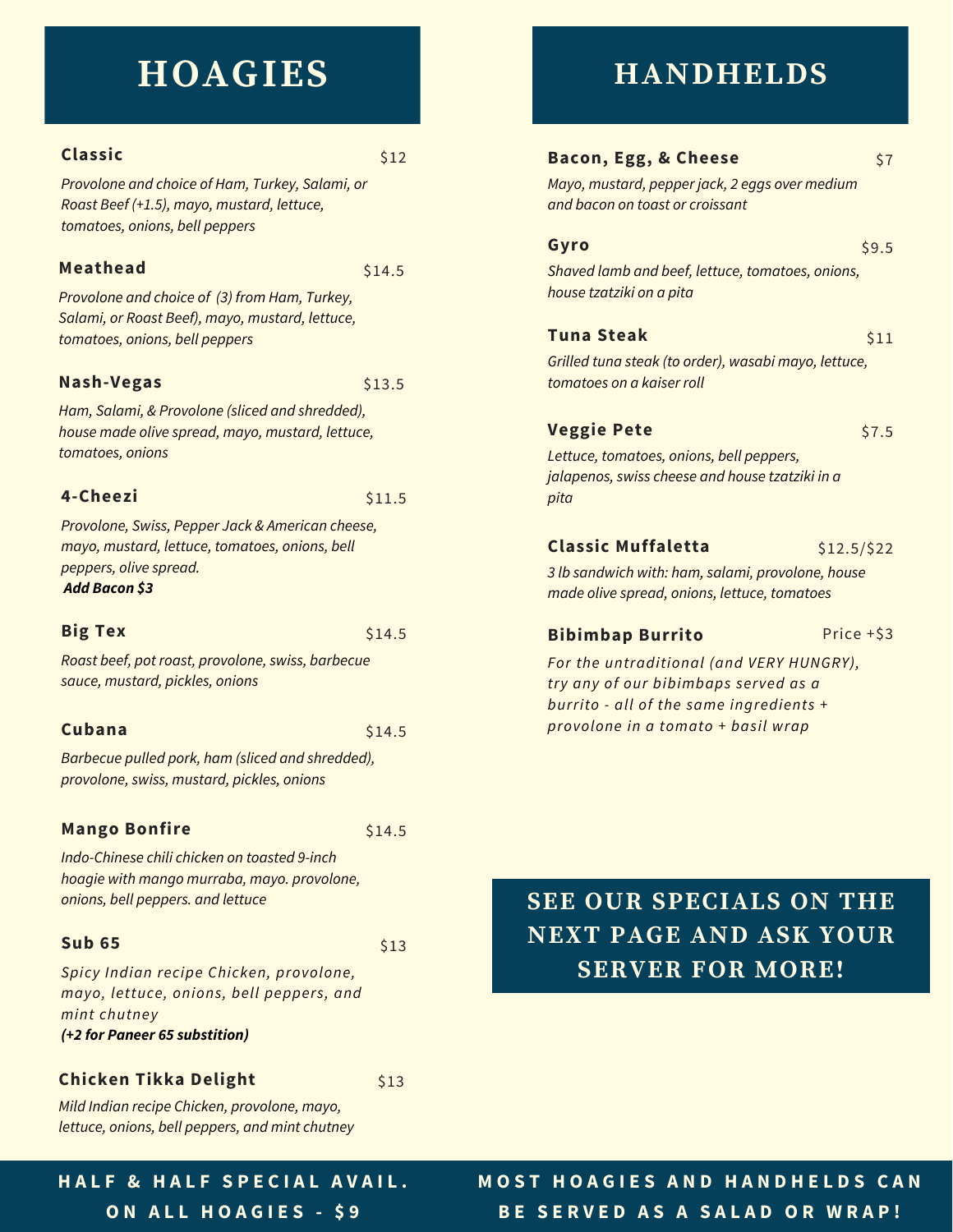# HOAGIES

**Classic** $12

*Provolone and choice of Ham, Turkey, Salami, or Roast Beef (+1.5), mayo, mustard, lettuce, tomatoes, onions, bell peppers*

**Meathead** $14.5

*Provolone and choice of (3) from Ham, Turkey, Salami, or Roast Beef), mayo, mustard, lettuce, tomatoes, onions, bell peppers*

**Nash-Vegas** $13.5

*Ham, Salami, & Provolone (sliced and shredded), house made olive spread, mayo, mustard, lettuce, tomatoes, onions*

**4-Cheezi** $11.5

*Provolone, Swiss, Pepper Jack & American cheese, mayo, mustard, lettuce, tomatoes, onions, bell peppers, olive spread.*
***Add Bacon $3***

**Big Tex** $14.5

*Roast beef, pot roast, provolone, swiss, barbecue sauce, mustard, pickles, onions*

**Cubana** $14.5

*Barbecue pulled pork, ham (sliced and shredded), provolone, swiss, mustard, pickles, onions*

**Mango Bonfire** $14.5

*Indo-Chinese chili chicken on toasted 9-inch hoagie with mango murraba, mayo. provolone, onions, bell peppers. and lettuce*

**Sub 65** $13

*Spicy Indian recipe Chicken, provolone, mayo, lettuce, onions, bell peppers, and mint chutney*
***(+2 for Paneer 65 substition)***

**Chicken Tikka Delight** $13

*Mild Indian recipe Chicken, provolone, mayo, lettuce, onions, bell peppers, and mint chutney*

**HALF & HALF SPECIAL AVAIL. ON ALL HOAGIES - $9**

# HANDHELDS

**Bacon, Egg, & Cheese** $7

*Mayo, mustard, pepper jack, 2 eggs over medium and bacon on toast or croissant*

**Gyro** $9.5

*Shaved lamb and beef, lettuce, tomatoes, onions, house tzatziki on a pita*

**Tuna Steak** $11

*Grilled tuna steak (to order), wasabi mayo, lettuce, tomatoes on a kaiser roll*

**Veggie Pete** $7.5

*Lettuce, tomatoes, onions, bell peppers, jalapenos, swiss cheese and house tzatziki in a pita*

**Classic Muffaletta** $12.5/$22

*3 lb sandwich with: ham, salami, provolone, house made olive spread, onions, lettuce, tomatoes*

**Bibimbap Burrito** Price +$3

*For the untraditional (and VERY HUNGRY), try any of our bibimbaps served as a burrito - all of the same ingredients + provolone in a tomato + basil wrap*

**SEE OUR SPECIALS ON THE NEXT PAGE AND ASK YOUR SERVER FOR MORE!**

**MOST HOAGIES AND HANDHELDS CAN BE SERVED AS A SALAD OR WRAP!**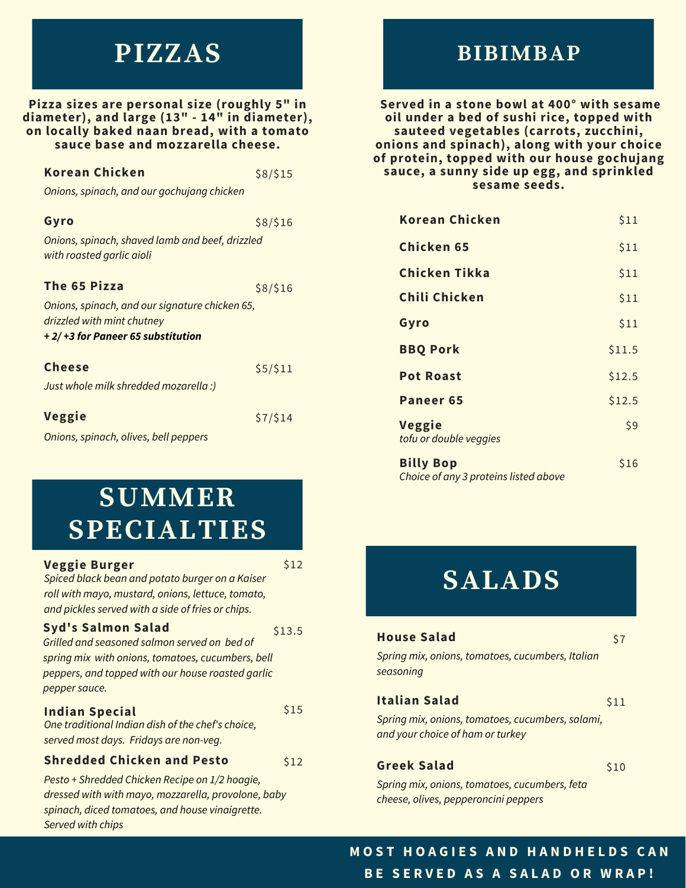# PIZZAS

**Pizza sizes are personal size (roughly 5" in diameter), and large (13" - 14" in diameter), on locally baked naan bread, with a tomato sauce base and mozzarella cheese.**

**Korean Chicken** $8/$15
*Onions, spinach, and our gochujang chicken*

**Gyro** $8/$16
*Onions, spinach, shaved lamb and beef, drizzled with roasted garlic aioli*

**The 65 Pizza** $8/$16
*Onions, spinach, and our signature chicken 65, drizzled with mint chutney*
***+ 2/ +3 for Paneer 65 substitution***

**Cheese** $5/$11
*Just whole milk shredded mozarella :)*

**Veggie** $7/$14
*Onions, spinach, olives, bell peppers*

# SUMMER SPECIALTIES

**Veggie Burger** $12
*Spiced black bean and potato burger on a Kaiser roll with mayo, mustard, onions, lettuce, tomato, and pickles served with a side of fries or chips.*

**Syd's Salmon Salad** $13.5
*Grilled and seasoned salmon served on bed of spring mix with onions, tomatoes, cucumbers, bell peppers, and topped with our house roasted garlic pepper sauce.*

**Indian Special** $15
*One traditional Indian dish of the chef's choice, served most days. Fridays are non-veg.*

**Shredded Chicken and Pesto** $12
*Pesto + Shredded Chicken Recipe on 1/2 hoagie, dressed with with mayo, mozzarella, provolone, baby spinach, diced tomatoes, and house vinaigrette. Served with chips*

# BIBIMBAP

**Served in a stone bowl at 400° with sesame oil under a bed of sushi rice, topped with sauteed vegetables (carrots, zucchini, onions and spinach), along with your choice of protein, topped with our house gochujang sauce, a sunny side up egg, and sprinkled sesame seeds.**

**Korean Chicken** $11

**Chicken 65** $11

**Chicken Tikka** $11

**Chili Chicken** $11

**Gyro** $11

**BBQ Pork** $11.5

**Pot Roast** $12.5

**Paneer 65** $12.5

**Veggie** $9
*tofu or double veggies*

**Billy Bop** $16
*Choice of any 3 proteins listed above*

# SALADS

**House Salad** $7
*Spring mix, onions, tomatoes, cucumbers, Italian seasoning*

**Italian Salad** $11
*Spring mix, onions, tomatoes, cucumbers, salami, and your choice of ham or turkey*

**Greek Salad** $10
*Spring mix, onions, tomatoes, cucumbers, feta cheese, olives, pepperoncini peppers*

**MOST HOAGIES AND HANDHELDS CAN BE SERVED AS A SALAD OR WRAP!**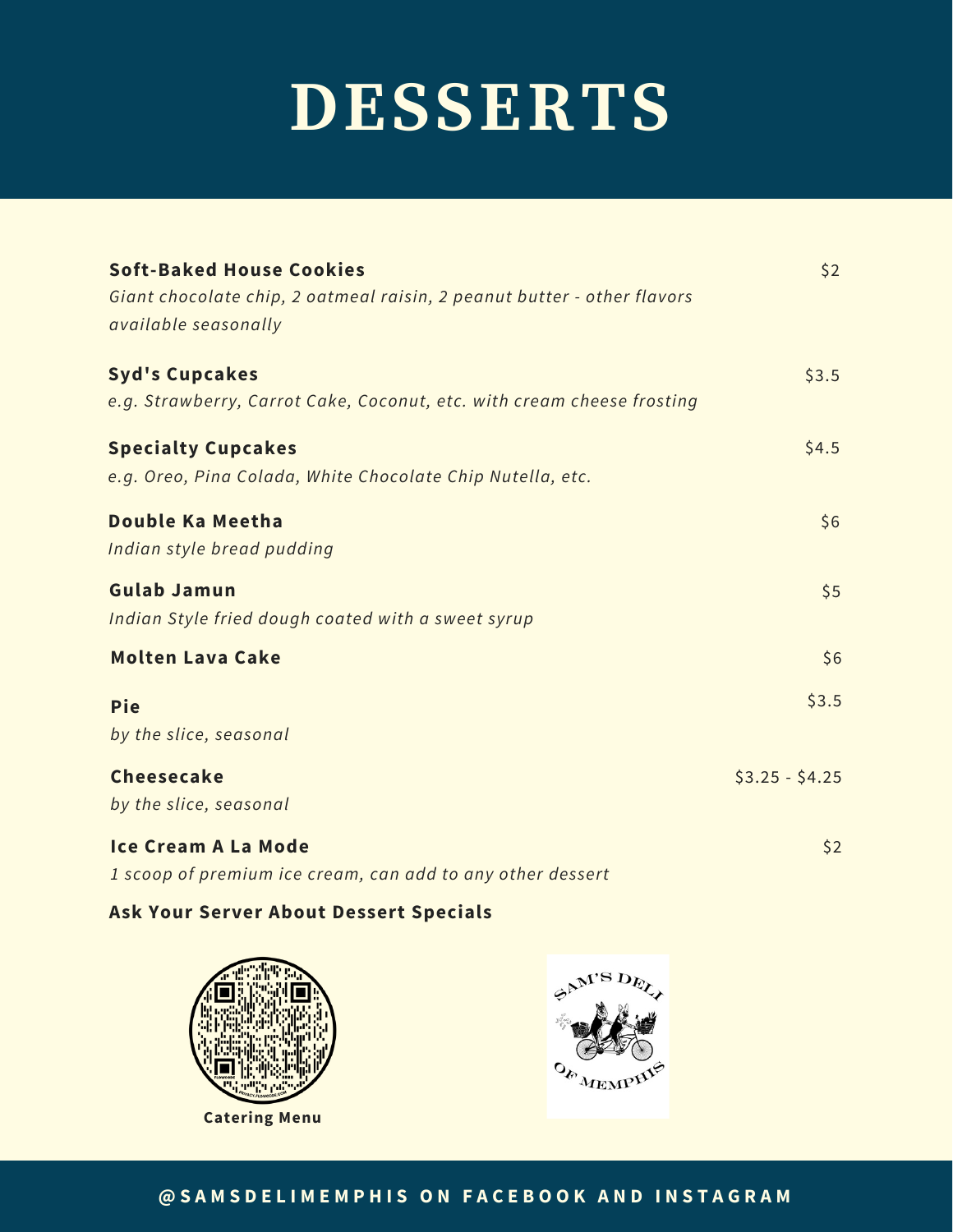# DESSERTS

**Soft-Baked House Cookies** $2
*Giant chocolate chip, 2 oatmeal raisin, 2 peanut butter - other flavors available seasonally*

**Syd's Cupcakes** $3.5
*e.g. Strawberry, Carrot Cake, Coconut, etc. with cream cheese frosting*

**Specialty Cupcakes** $4.5
*e.g. Oreo, Pina Colada, White Chocolate Chip Nutella, etc.*

**Double Ka Meetha** $6
*Indian style bread pudding*

**Gulab Jamun** $5
*Indian Style fried dough coated with a sweet syrup*

**Molten Lava Cake** $6

**Pie** $3.5
*by the slice, seasonal*

**Cheesecake** $3.25 - $4.25
*by the slice, seasonal*

**Ice Cream A La Mode** $2
*1 scoop of premium ice cream, can add to any other dessert*

**Ask Your Server About Dessert Specials**

**Catering Menu**

SAM'S DELI OF MEMPHIS

**@SAMSDELIMEMPHIS ON FACEBOOK AND INSTAGRAM**